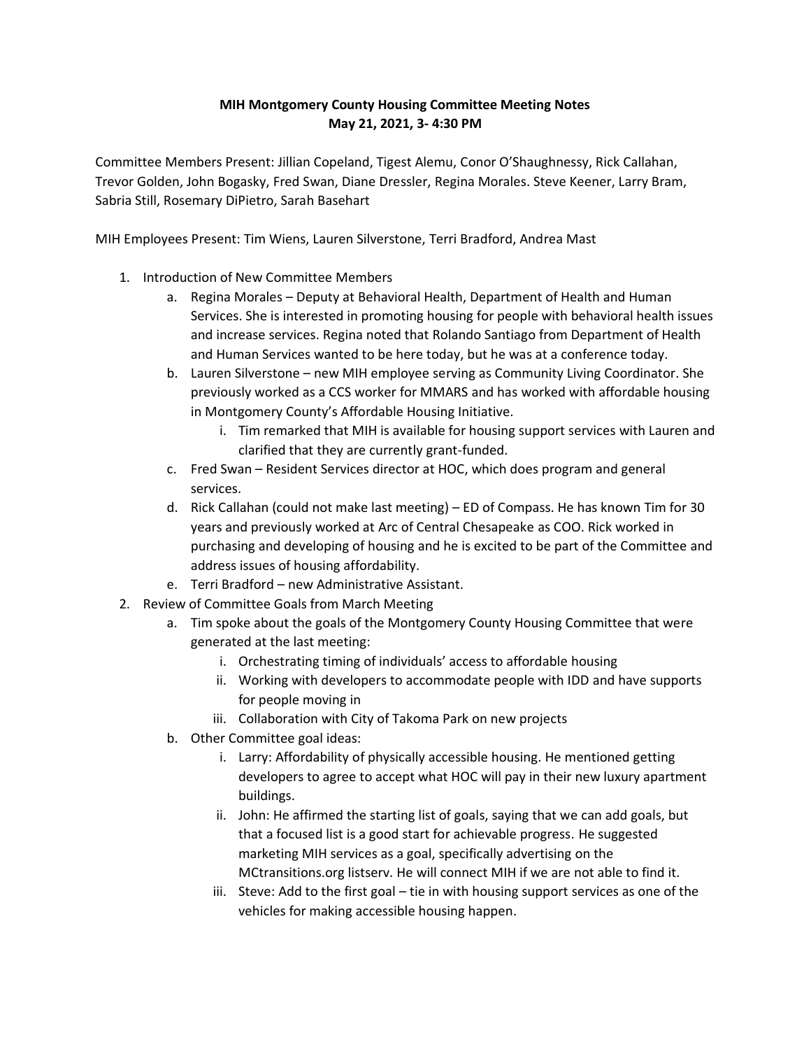**MIH Montgomery County Housing Committee Meeting Notes**
**May 21, 2021, 3- 4:30 PM**

Committee Members Present: Jillian Copeland, Tigest Alemu, Conor O'Shaughnessy, Rick Callahan, Trevor Golden, John Bogasky, Fred Swan, Diane Dressler, Regina Morales. Steve Keener, Larry Bram, Sabria Still, Rosemary DiPietro, Sarah Basehart

MIH Employees Present: Tim Wiens, Lauren Silverstone, Terri Bradford, Andrea Mast

1. Introduction of New Committee Members
   a. Regina Morales – Deputy at Behavioral Health, Department of Health and Human Services. She is interested in promoting housing for people with behavioral health issues and increase services. Regina noted that Rolando Santiago from Department of Health and Human Services wanted to be here today, but he was at a conference today.
   b. Lauren Silverstone – new MIH employee serving as Community Living Coordinator. She previously worked as a CCS worker for MMARS and has worked with affordable housing in Montgomery County's Affordable Housing Initiative.
      i. Tim remarked that MIH is available for housing support services with Lauren and clarified that they are currently grant-funded.
   c. Fred Swan – Resident Services director at HOC, which does program and general services.
   d. Rick Callahan (could not make last meeting) – ED of Compass. He has known Tim for 30 years and previously worked at Arc of Central Chesapeake as COO. Rick worked in purchasing and developing of housing and he is excited to be part of the Committee and address issues of housing affordability.
   e. Terri Bradford – new Administrative Assistant.
2. Review of Committee Goals from March Meeting
   a. Tim spoke about the goals of the Montgomery County Housing Committee that were generated at the last meeting:
      i. Orchestrating timing of individuals' access to affordable housing
      ii. Working with developers to accommodate people with IDD and have supports for people moving in
      iii. Collaboration with City of Takoma Park on new projects
   b. Other Committee goal ideas:
      i. Larry: Affordability of physically accessible housing. He mentioned getting developers to agree to accept what HOC will pay in their new luxury apartment buildings.
      ii. John: He affirmed the starting list of goals, saying that we can add goals, but that a focused list is a good start for achievable progress. He suggested marketing MIH services as a goal, specifically advertising on the MCtransitions.org listserv. He will connect MIH if we are not able to find it.
      iii. Steve: Add to the first goal – tie in with housing support services as one of the vehicles for making accessible housing happen.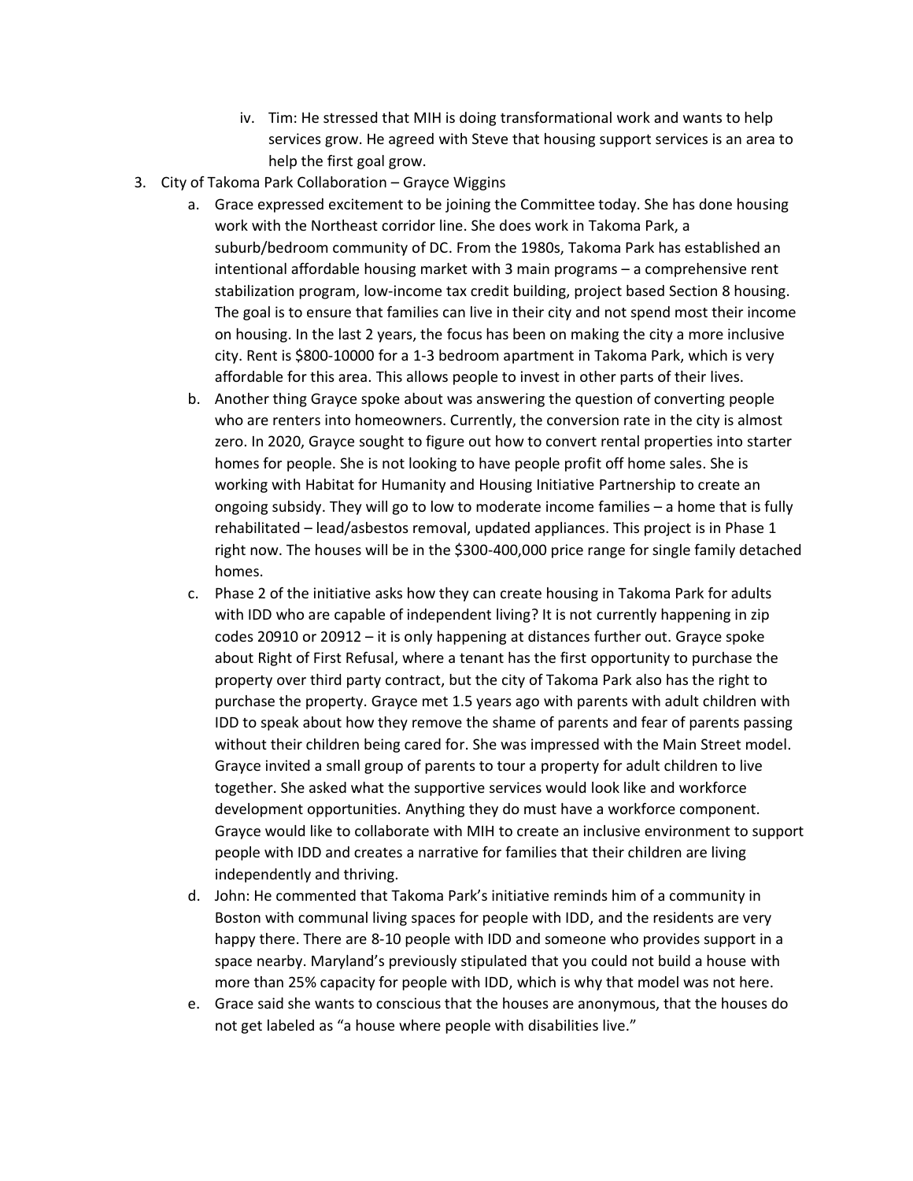iv. Tim: He stressed that MIH is doing transformational work and wants to help services grow. He agreed with Steve that housing support services is an area to help the first goal grow.

3. City of Takoma Park Collaboration – Grayce Wiggins
   a. Grace expressed excitement to be joining the Committee today. She has done housing work with the Northeast corridor line. She does work in Takoma Park, a suburb/bedroom community of DC. From the 1980s, Takoma Park has established an intentional affordable housing market with 3 main programs – a comprehensive rent stabilization program, low-income tax credit building, project based Section 8 housing. The goal is to ensure that families can live in their city and not spend most their income on housing. In the last 2 years, the focus has been on making the city a more inclusive city. Rent is $800-10000 for a 1-3 bedroom apartment in Takoma Park, which is very affordable for this area. This allows people to invest in other parts of their lives.
   b. Another thing Grayce spoke about was answering the question of converting people who are renters into homeowners. Currently, the conversion rate in the city is almost zero. In 2020, Grayce sought to figure out how to convert rental properties into starter homes for people. She is not looking to have people profit off home sales. She is working with Habitat for Humanity and Housing Initiative Partnership to create an ongoing subsidy. They will go to low to moderate income families – a home that is fully rehabilitated – lead/asbestos removal, updated appliances. This project is in Phase 1 right now. The houses will be in the $300-400,000 price range for single family detached homes.
   c. Phase 2 of the initiative asks how they can create housing in Takoma Park for adults with IDD who are capable of independent living? It is not currently happening in zip codes 20910 or 20912 – it is only happening at distances further out. Grayce spoke about Right of First Refusal, where a tenant has the first opportunity to purchase the property over third party contract, but the city of Takoma Park also has the right to purchase the property. Grayce met 1.5 years ago with parents with adult children with IDD to speak about how they remove the shame of parents and fear of parents passing without their children being cared for. She was impressed with the Main Street model. Grayce invited a small group of parents to tour a property for adult children to live together. She asked what the supportive services would look like and workforce development opportunities. Anything they do must have a workforce component. Grayce would like to collaborate with MIH to create an inclusive environment to support people with IDD and creates a narrative for families that their children are living independently and thriving.
   d. John: He commented that Takoma Park's initiative reminds him of a community in Boston with communal living spaces for people with IDD, and the residents are very happy there. There are 8-10 people with IDD and someone who provides support in a space nearby. Maryland's previously stipulated that you could not build a house with more than 25% capacity for people with IDD, which is why that model was not here.
   e. Grace said she wants to conscious that the houses are anonymous, that the houses do not get labeled as "a house where people with disabilities live."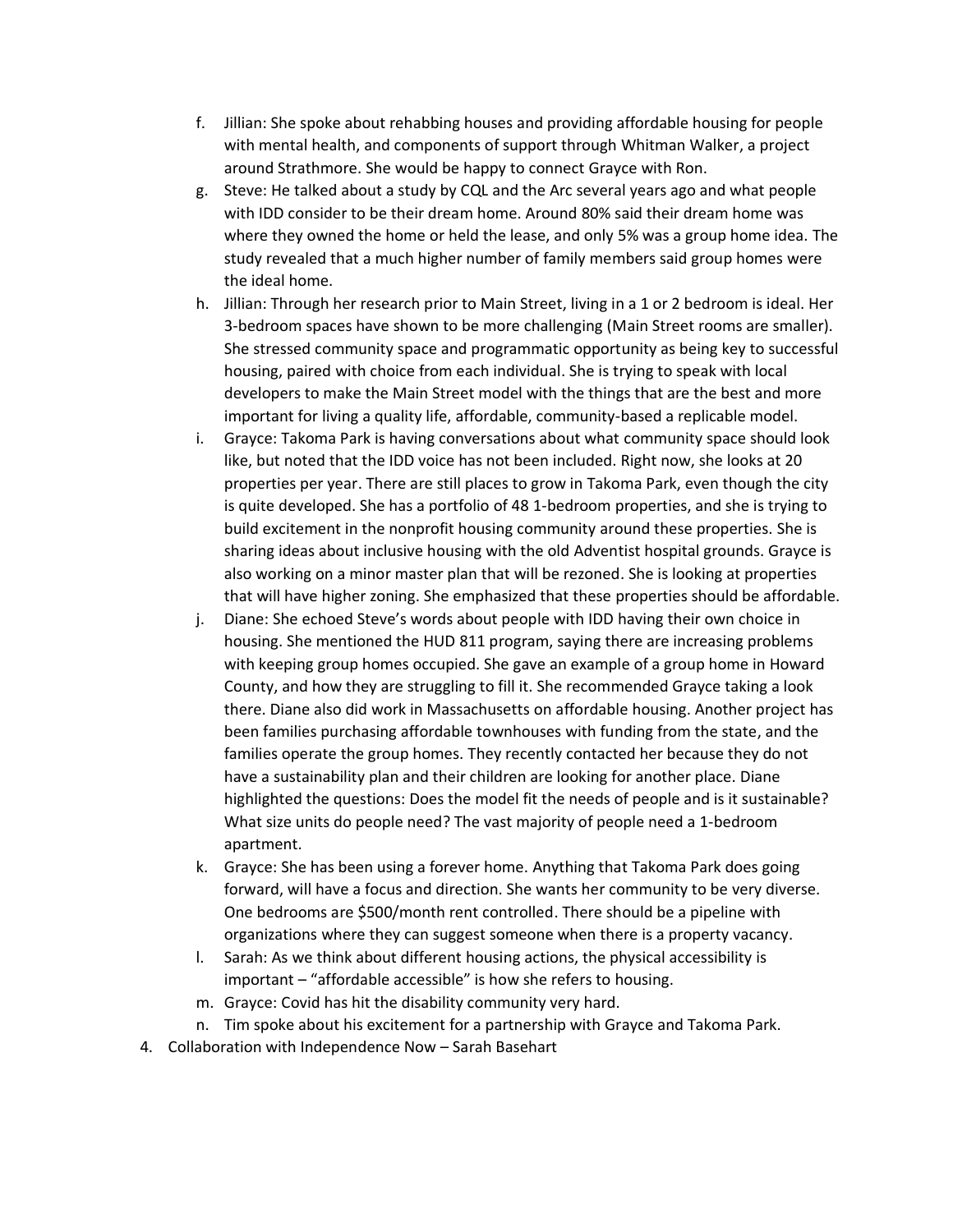f. Jillian: She spoke about rehabbing houses and providing affordable housing for people with mental health, and components of support through Whitman Walker, a project around Strathmore. She would be happy to connect Grayce with Ron.

g. Steve: He talked about a study by CQL and the Arc several years ago and what people with IDD consider to be their dream home. Around 80% said their dream home was where they owned the home or held the lease, and only 5% was a group home idea. The study revealed that a much higher number of family members said group homes were the ideal home.

h. Jillian: Through her research prior to Main Street, living in a 1 or 2 bedroom is ideal. Her 3-bedroom spaces have shown to be more challenging (Main Street rooms are smaller). She stressed community space and programmatic opportunity as being key to successful housing, paired with choice from each individual. She is trying to speak with local developers to make the Main Street model with the things that are the best and more important for living a quality life, affordable, community-based a replicable model.

i. Grayce: Takoma Park is having conversations about what community space should look like, but noted that the IDD voice has not been included. Right now, she looks at 20 properties per year. There are still places to grow in Takoma Park, even though the city is quite developed. She has a portfolio of 48 1-bedroom properties, and she is trying to build excitement in the nonprofit housing community around these properties. She is sharing ideas about inclusive housing with the old Adventist hospital grounds. Grayce is also working on a minor master plan that will be rezoned. She is looking at properties that will have higher zoning. She emphasized that these properties should be affordable.

j. Diane: She echoed Steve's words about people with IDD having their own choice in housing. She mentioned the HUD 811 program, saying there are increasing problems with keeping group homes occupied. She gave an example of a group home in Howard County, and how they are struggling to fill it. She recommended Grayce taking a look there. Diane also did work in Massachusetts on affordable housing. Another project has been families purchasing affordable townhouses with funding from the state, and the families operate the group homes. They recently contacted her because they do not have a sustainability plan and their children are looking for another place. Diane highlighted the questions: Does the model fit the needs of people and is it sustainable? What size units do people need? The vast majority of people need a 1-bedroom apartment.

k. Grayce: She has been using a forever home. Anything that Takoma Park does going forward, will have a focus and direction. She wants her community to be very diverse. One bedrooms are $500/month rent controlled. There should be a pipeline with organizations where they can suggest someone when there is a property vacancy.

l. Sarah: As we think about different housing actions, the physical accessibility is important – "affordable accessible" is how she refers to housing.

m. Grayce: Covid has hit the disability community very hard.

n. Tim spoke about his excitement for a partnership with Grayce and Takoma Park.

4. Collaboration with Independence Now – Sarah Basehart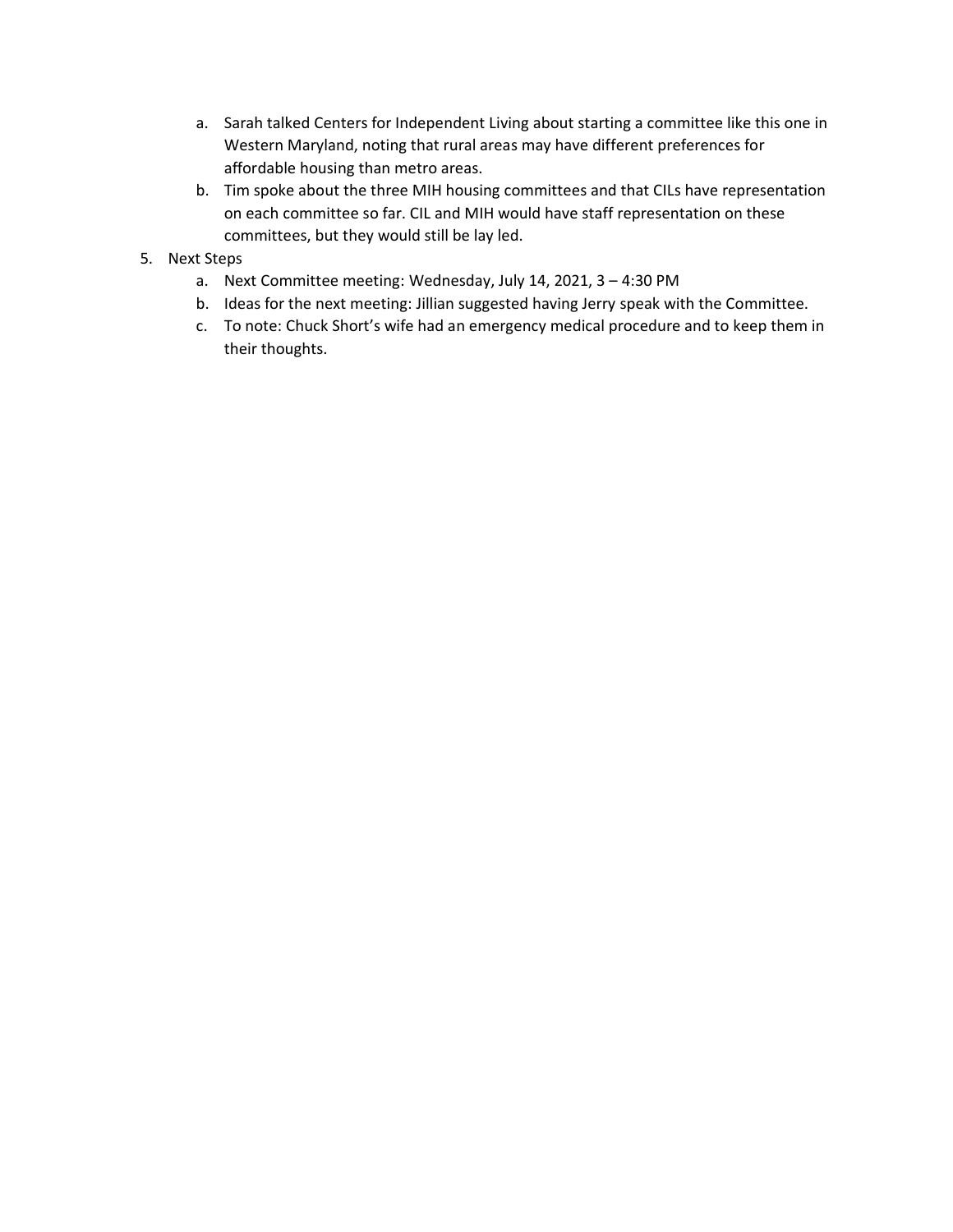a. Sarah talked Centers for Independent Living about starting a committee like this one in Western Maryland, noting that rural areas may have different preferences for affordable housing than metro areas.
   b. Tim spoke about the three MIH housing committees and that CILs have representation on each committee so far. CIL and MIH would have staff representation on these committees, but they would still be lay led.

5. Next Steps
   a. Next Committee meeting: Wednesday, July 14, 2021, 3 – 4:30 PM
   b. Ideas for the next meeting: Jillian suggested having Jerry speak with the Committee.
   c. To note: Chuck Short's wife had an emergency medical procedure and to keep them in their thoughts.